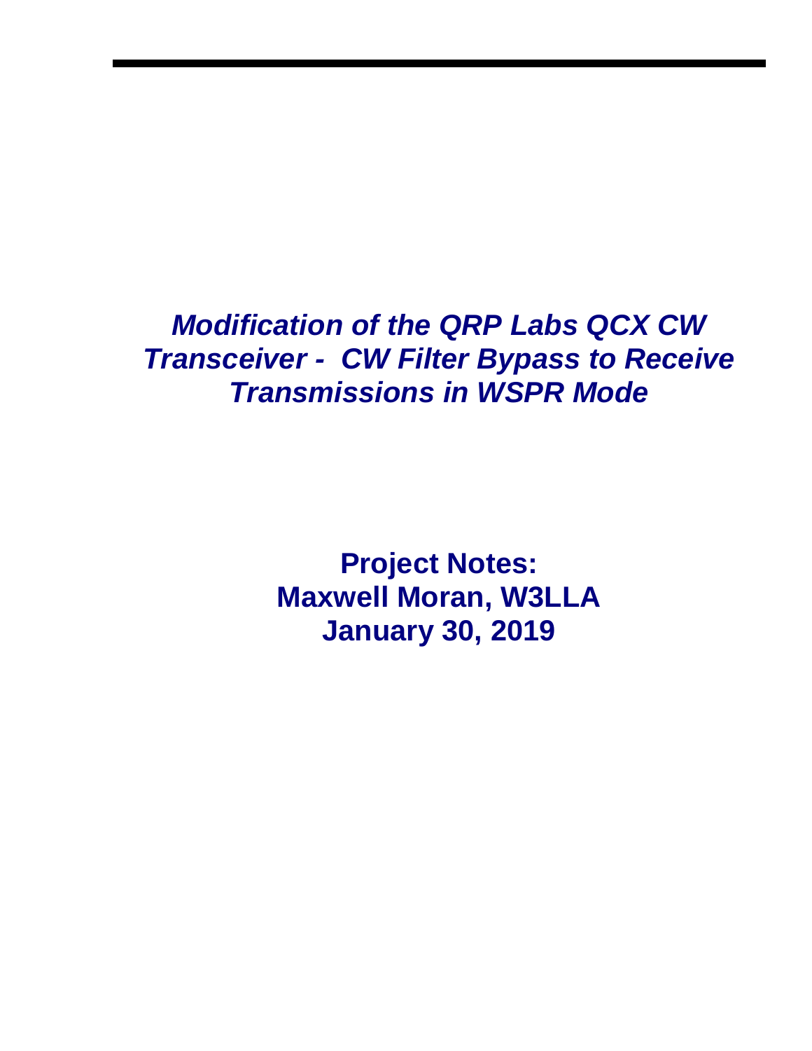# *Modification of the QRP Labs QCX CW Transceiver - CW Filter Bypass to Receive Transmissions in WSPR Mode*

**Project Notes:**
**Maxwell Moran, W3LLA**
**January 30, 2019**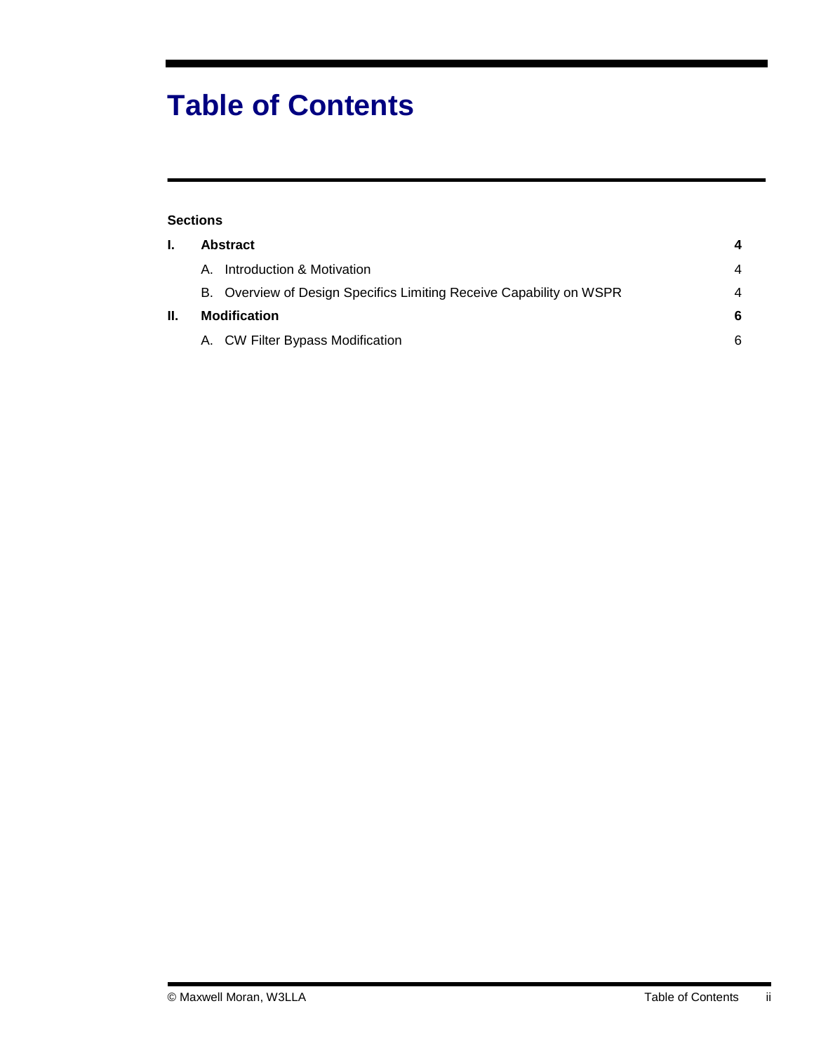# Table of Contents

**Sections**

| | | |
|---|---|---|
| **I.** | **Abstract** | **4** |
| | A. Introduction & Motivation | 4 |
| | B. Overview of Design Specifics Limiting Receive Capability on WSPR | 4 |
| **II.** | **Modification** | **6** |
| | A. CW Filter Bypass Modification | 6 |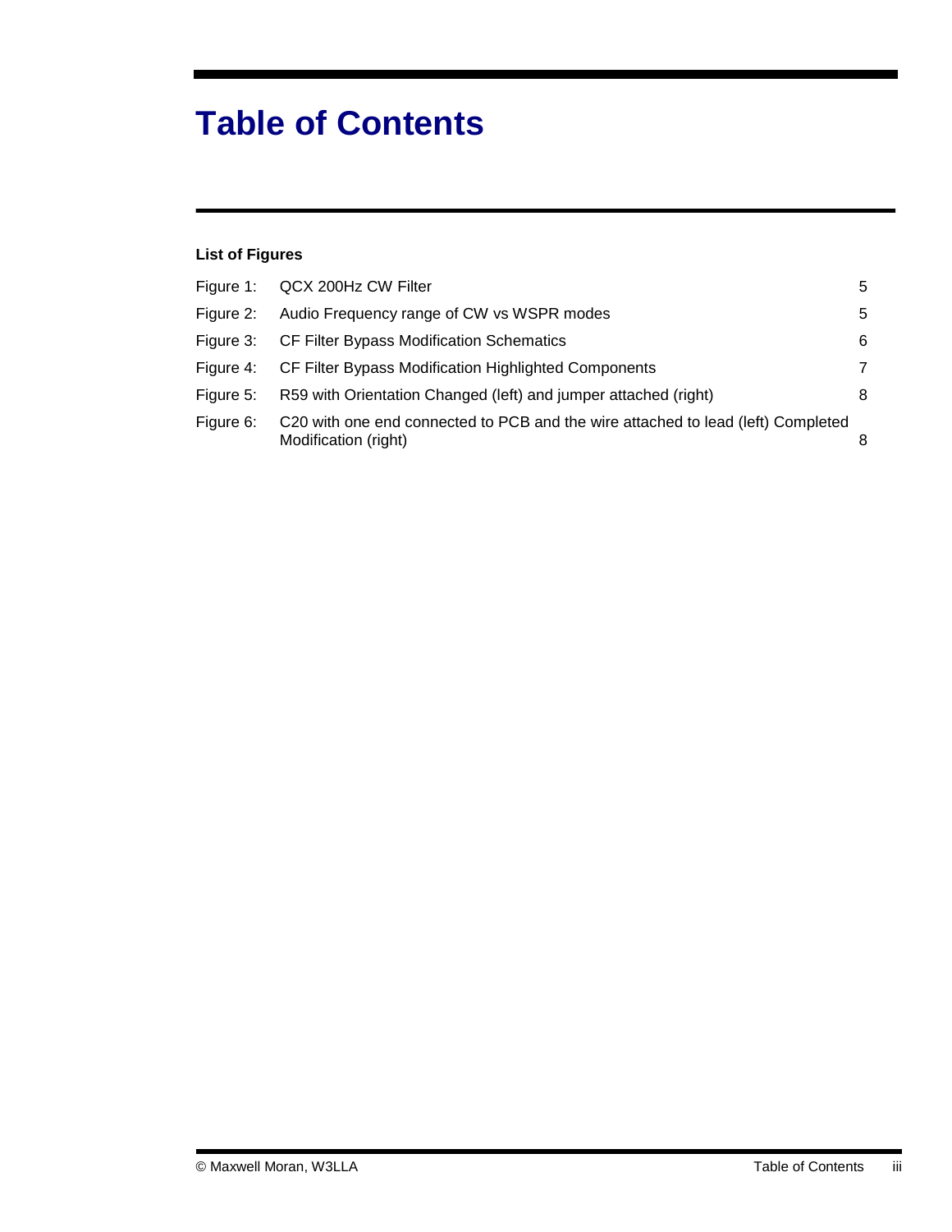# Table of Contents

**List of Figures**

| | | |
|---|---|---|
| Figure 1: | QCX 200Hz CW Filter | 5 |
| Figure 2: | Audio Frequency range of CW vs WSPR modes | 5 |
| Figure 3: | CF Filter Bypass Modification Schematics | 6 |
| Figure 4: | CF Filter Bypass Modification Highlighted Components | 7 |
| Figure 5: | R59 with Orientation Changed (left) and jumper attached (right) | 8 |
| Figure 6: | C20 with one end connected to PCB and the wire attached to lead (left) Completed Modification (right) | 8 |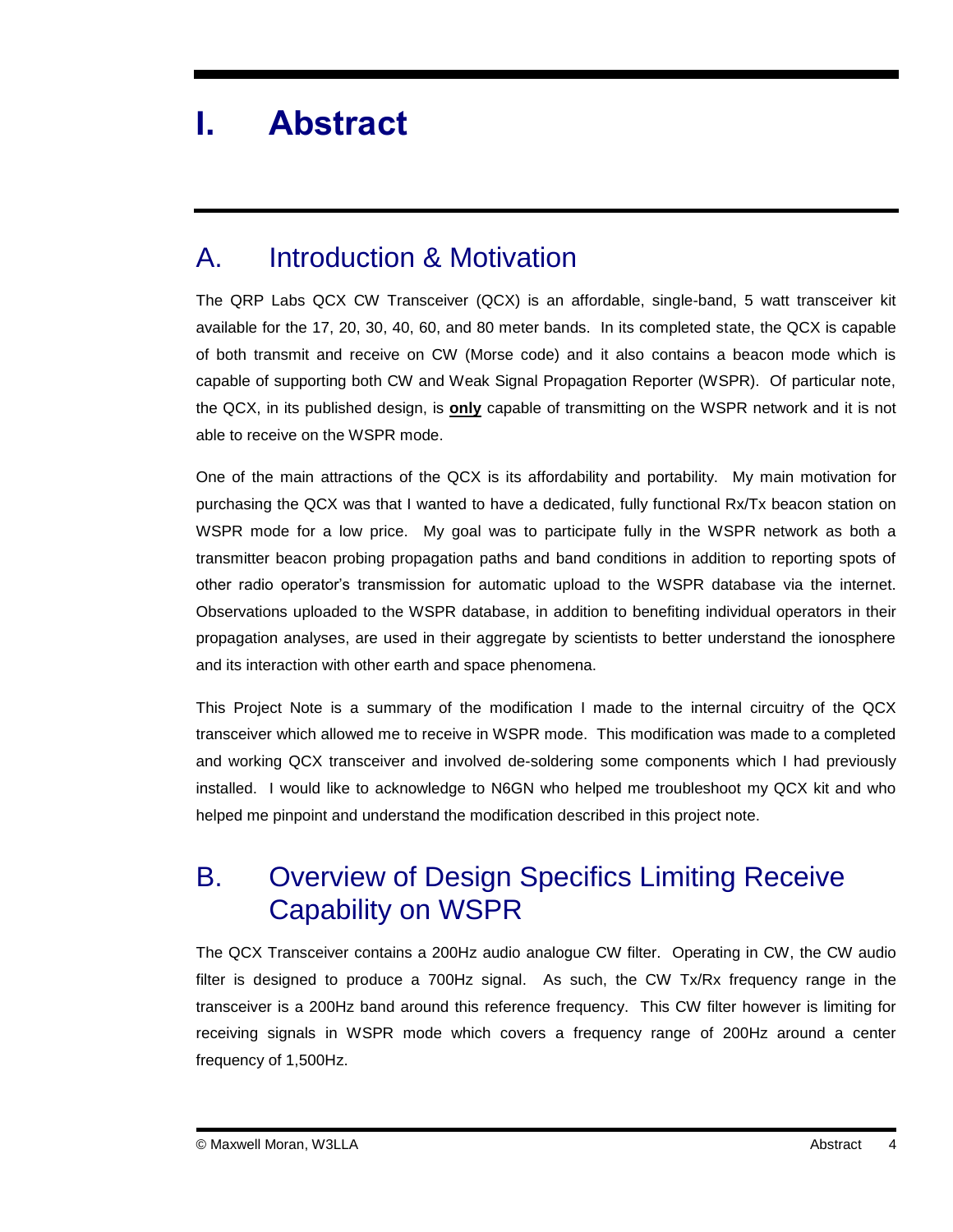# I. Abstract

## A. Introduction & Motivation

The QRP Labs QCX CW Transceiver (QCX) is an affordable, single-band, 5 watt transceiver kit available for the 17, 20, 30, 40, 60, and 80 meter bands. In its completed state, the QCX is capable of both transmit and receive on CW (Morse code) and it also contains a beacon mode which is capable of supporting both CW and Weak Signal Propagation Reporter (WSPR). Of particular note, the QCX, in its published design, is **only** capable of transmitting on the WSPR network and it is not able to receive on the WSPR mode.

One of the main attractions of the QCX is its affordability and portability. My main motivation for purchasing the QCX was that I wanted to have a dedicated, fully functional Rx/Tx beacon station on WSPR mode for a low price. My goal was to participate fully in the WSPR network as both a transmitter beacon probing propagation paths and band conditions in addition to reporting spots of other radio operator's transmission for automatic upload to the WSPR database via the internet. Observations uploaded to the WSPR database, in addition to benefiting individual operators in their propagation analyses, are used in their aggregate by scientists to better understand the ionosphere and its interaction with other earth and space phenomena.

This Project Note is a summary of the modification I made to the internal circuitry of the QCX transceiver which allowed me to receive in WSPR mode. This modification was made to a completed and working QCX transceiver and involved de-soldering some components which I had previously installed. I would like to acknowledge to N6GN who helped me troubleshoot my QCX kit and who helped me pinpoint and understand the modification described in this project note.

## B. Overview of Design Specifics Limiting Receive Capability on WSPR

The QCX Transceiver contains a 200Hz audio analogue CW filter. Operating in CW, the CW audio filter is designed to produce a 700Hz signal. As such, the CW Tx/Rx frequency range in the transceiver is a 200Hz band around this reference frequency. This CW filter however is limiting for receiving signals in WSPR mode which covers a frequency range of 200Hz around a center frequency of 1,500Hz.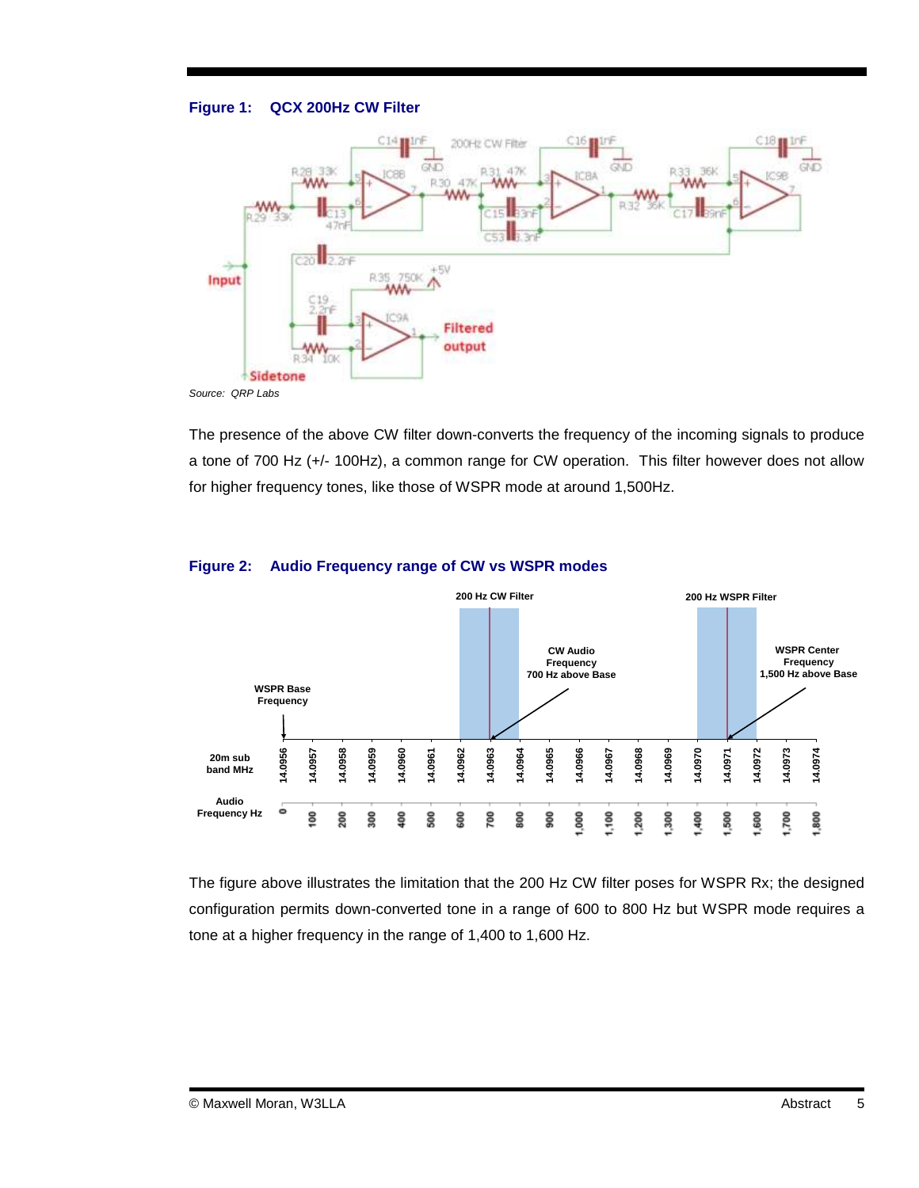**Figure 1: QCX 200Hz CW Filter**

Source: QRP Labs

The presence of the above CW filter down-converts the frequency of the incoming signals to produce a tone of 700 Hz (+/- 100Hz), a common range for CW operation. This filter however does not allow for higher frequency tones, like those of WSPR mode at around 1,500Hz.

**Figure 2: Audio Frequency range of CW vs WSPR modes**

The figure above illustrates the limitation that the 200 Hz CW filter poses for WSPR Rx; the designed configuration permits down-converted tone in a range of 600 to 800 Hz but WSPR mode requires a tone at a higher frequency in the range of 1,400 to 1,600 Hz.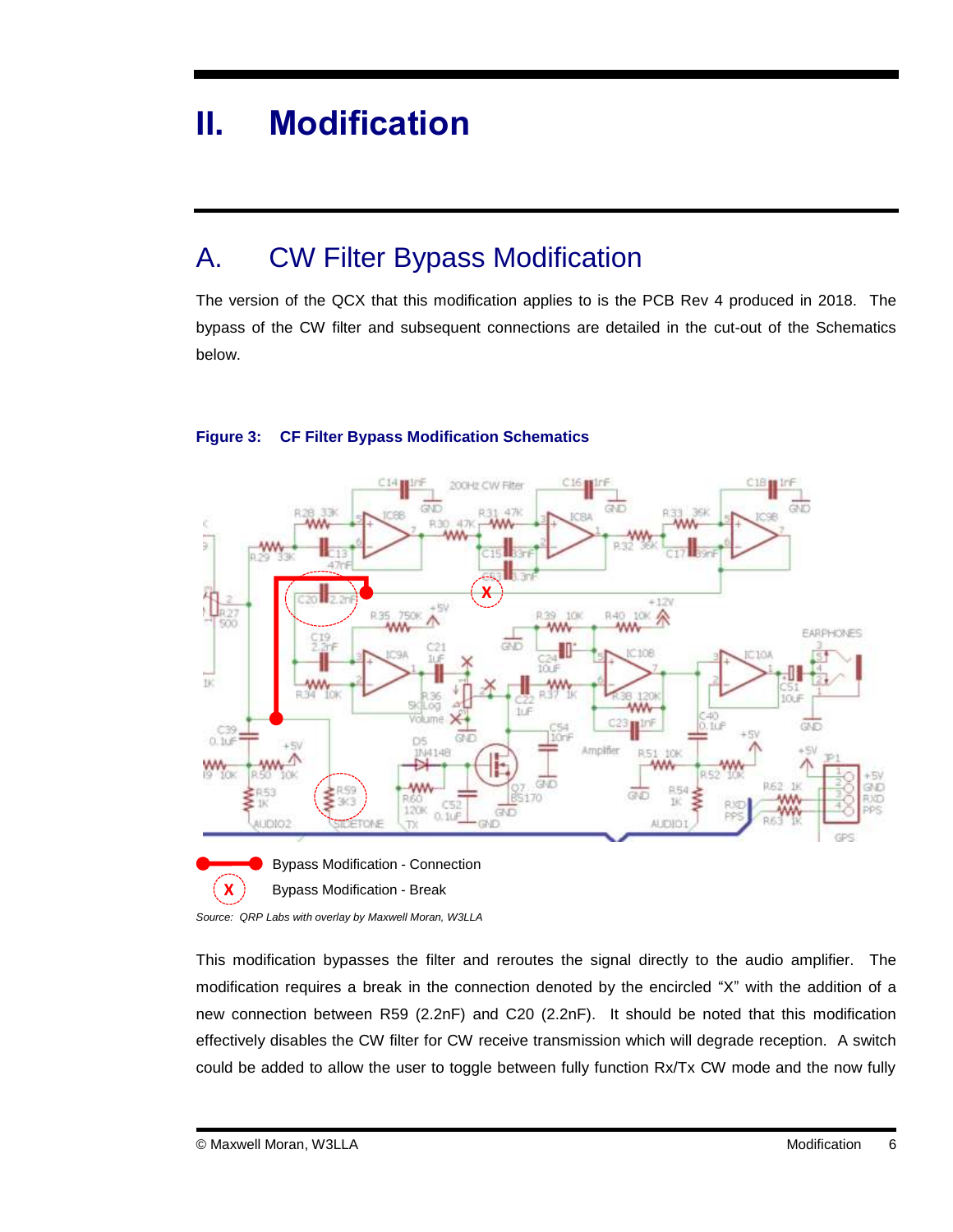# II. Modification

## A. CW Filter Bypass Modification

The version of the QCX that this modification applies to is the PCB Rev 4 produced in 2018. The bypass of the CW filter and subsequent connections are detailed in the cut-out of the Schematics below.

**Figure 3: CF Filter Bypass Modification Schematics**

Bypass Modification - Connection

Bypass Modification - Break

*Source: QRP Labs with overlay by Maxwell Moran, W3LLA*

This modification bypasses the filter and reroutes the signal directly to the audio amplifier. The modification requires a break in the connection denoted by the encircled "X" with the addition of a new connection between R59 (2.2nF) and C20 (2.2nF). It should be noted that this modification effectively disables the CW filter for CW receive transmission which will degrade reception. A switch could be added to allow the user to toggle between fully function Rx/Tx CW mode and the now fully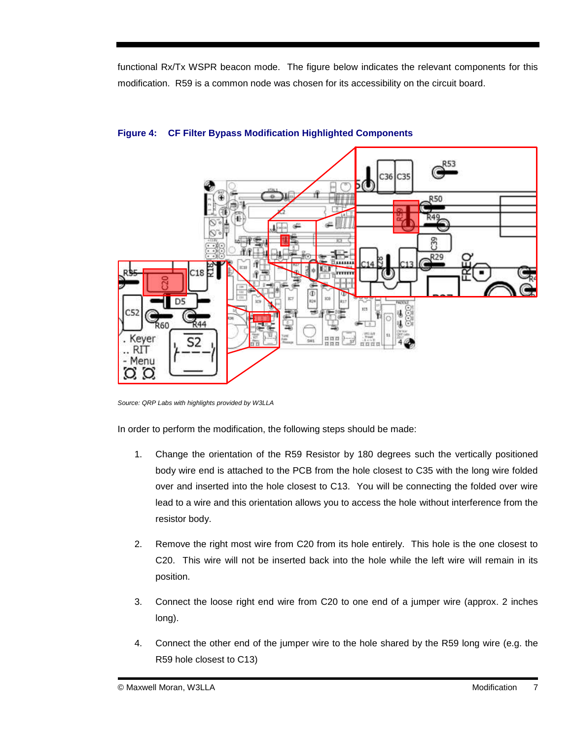functional Rx/Tx WSPR beacon mode. The figure below indicates the relevant components for this modification. R59 is a common node was chosen for its accessibility on the circuit board.

**Figure 4: CF Filter Bypass Modification Highlighted Components**

*Source: QRP Labs with highlights provided by W3LLA*

In order to perform the modification, the following steps should be made:

1. Change the orientation of the R59 Resistor by 180 degrees such the vertically positioned body wire end is attached to the PCB from the hole closest to C35 with the long wire folded over and inserted into the hole closest to C13. You will be connecting the folded over wire lead to a wire and this orientation allows you to access the hole without interference from the resistor body.

2. Remove the right most wire from C20 from its hole entirely. This hole is the one closest to C20. This wire will not be inserted back into the hole while the left wire will remain in its position.

3. Connect the loose right end wire from C20 to one end of a jumper wire (approx. 2 inches long).

4. Connect the other end of the jumper wire to the hole shared by the R59 long wire (e.g. the R59 hole closest to C13)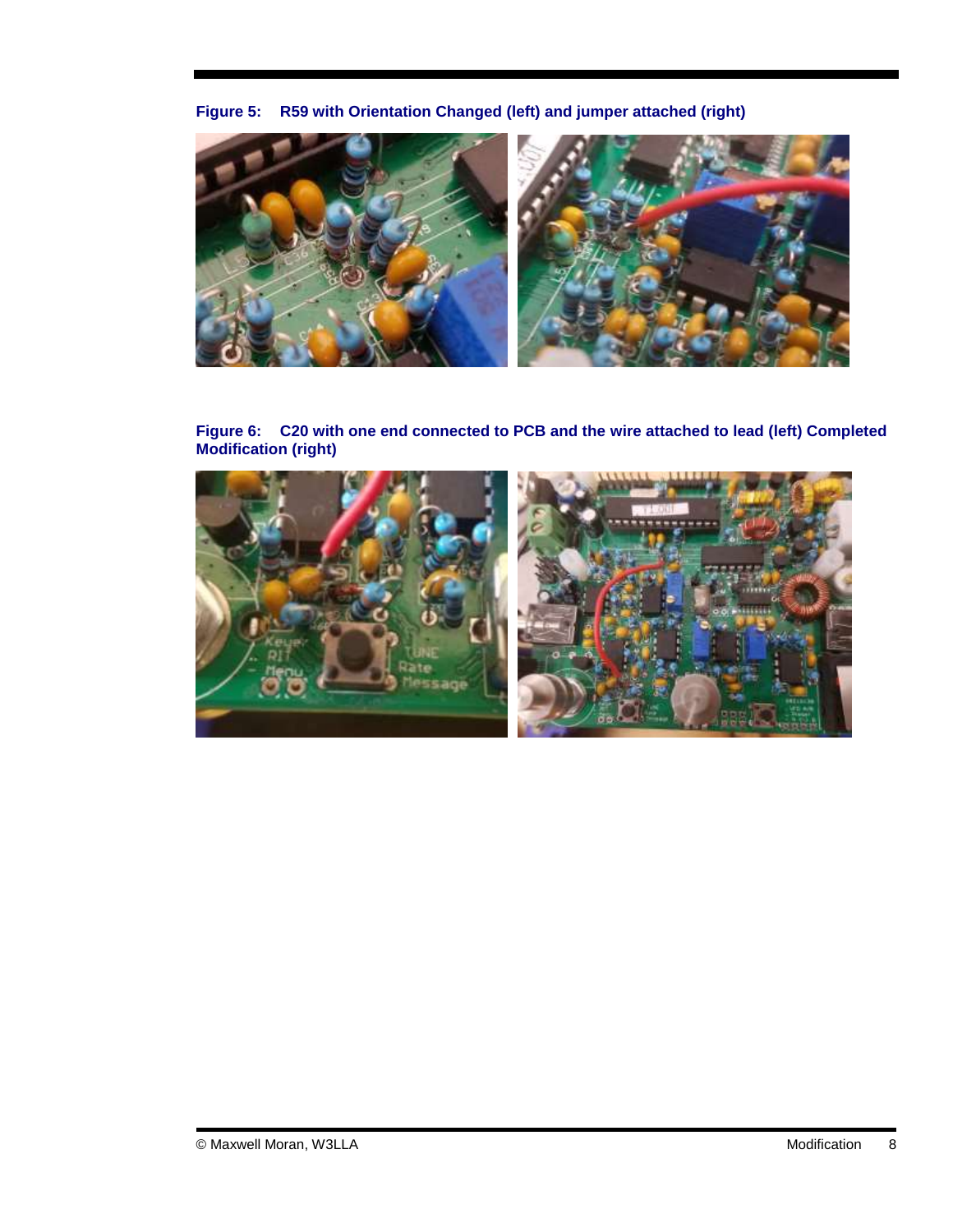**Figure 5: R59 with Orientation Changed (left) and jumper attached (right)**

**Figure 6: C20 with one end connected to PCB and the wire attached to lead (left) Completed Modification (right)**